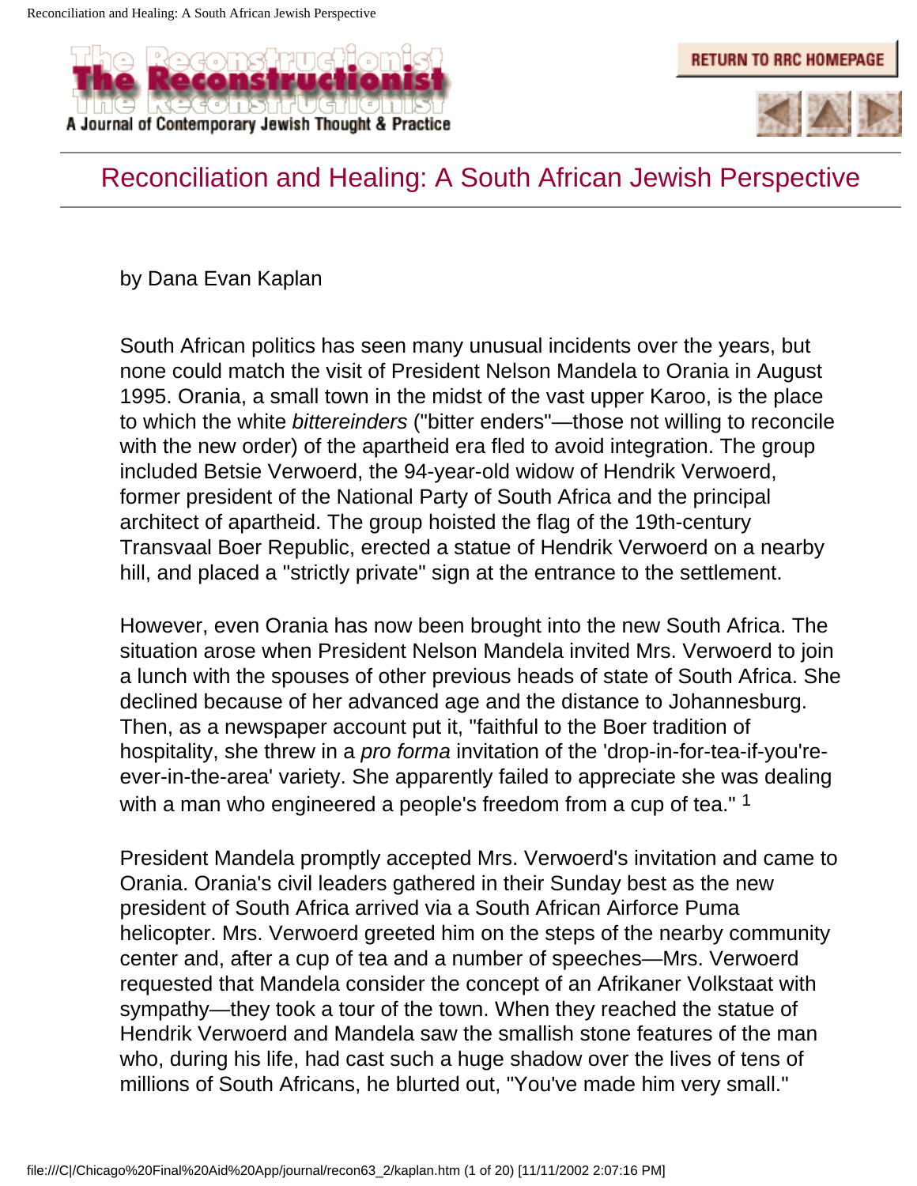# Reconciliation and Healing: A South African Jewish Perspective

by Dana Evan Kaplan

South African politics has seen many unusual incidents over the years, but none could match the visit of President Nelson Mandela to Orania in August 1995. Orania, a small town in the midst of the vast upper Karoo, is the place to which the white *bittereinders* ("bitter enders"—those not willing to reconcile with the new order) of the apartheid era fled to avoid integration. The group included Betsie Verwoerd, the 94-year-old widow of Hendrik Verwoerd, former president of the National Party of South Africa and the principal architect of apartheid. The group hoisted the flag of the 19th-century Transvaal Boer Republic, erected a statue of Hendrik Verwoerd on a nearby hill, and placed a "strictly private" sign at the entrance to the settlement.

However, even Orania has now been brought into the new South Africa. The situation arose when President Nelson Mandela invited Mrs. Verwoerd to join a lunch with the spouses of other previous heads of state of South Africa. She declined because of her advanced age and the distance to Johannesburg. Then, as a newspaper account put it, "faithful to the Boer tradition of hospitality, she threw in a *pro forma* invitation of the 'drop-in-for-tea-if-you're-ever-in-the-area' variety. She apparently failed to appreciate she was dealing with a man who engineered a people's freedom from a cup of tea." [1]

President Mandela promptly accepted Mrs. Verwoerd's invitation and came to Orania. Orania's civil leaders gathered in their Sunday best as the new president of South Africa arrived via a South African Airforce Puma helicopter. Mrs. Verwoerd greeted him on the steps of the nearby community center and, after a cup of tea and a number of speeches—Mrs. Verwoerd requested that Mandela consider the concept of an Afrikaner Volkstaat with sympathy—they took a tour of the town. When they reached the statue of Hendrik Verwoerd and Mandela saw the smallish stone features of the man who, during his life, had cast such a huge shadow over the lives of tens of millions of South Africans, he blurted out, "You've made him very small."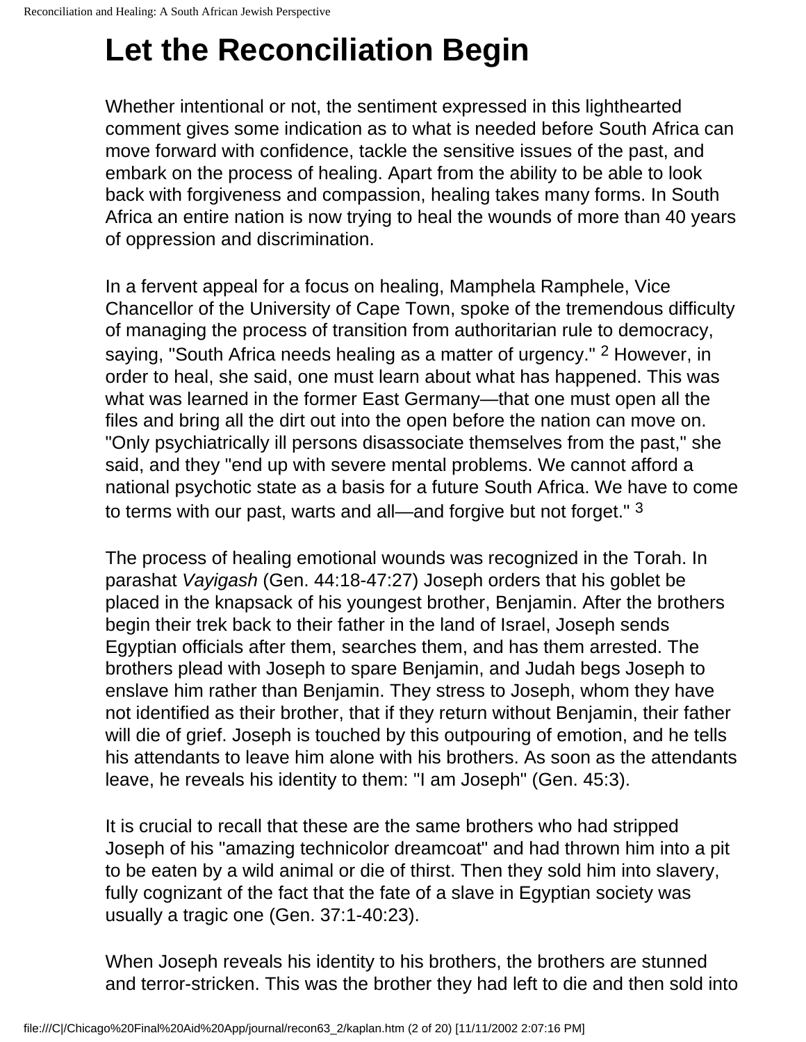# Let the Reconciliation Begin

Whether intentional or not, the sentiment expressed in this lighthearted comment gives some indication as to what is needed before South Africa can move forward with confidence, tackle the sensitive issues of the past, and embark on the process of healing. Apart from the ability to be able to look back with forgiveness and compassion, healing takes many forms. In South Africa an entire nation is now trying to heal the wounds of more than 40 years of oppression and discrimination.

In a fervent appeal for a focus on healing, Mamphela Ramphele, Vice Chancellor of the University of Cape Town, spoke of the tremendous difficulty of managing the process of transition from authoritarian rule to democracy, saying, "South Africa needs healing as a matter of urgency." [2] However, in order to heal, she said, one must learn about what has happened. This was what was learned in the former East Germany—that one must open all the files and bring all the dirt out into the open before the nation can move on. "Only psychiatrically ill persons disassociate themselves from the past," she said, and they "end up with severe mental problems. We cannot afford a national psychotic state as a basis for a future South Africa. We have to come to terms with our past, warts and all—and forgive but not forget." [3]

The process of healing emotional wounds was recognized in the Torah. In parashat *Vayigash* (Gen. 44:18-47:27) Joseph orders that his goblet be placed in the knapsack of his youngest brother, Benjamin. After the brothers begin their trek back to their father in the land of Israel, Joseph sends Egyptian officials after them, searches them, and has them arrested. The brothers plead with Joseph to spare Benjamin, and Judah begs Joseph to enslave him rather than Benjamin. They stress to Joseph, whom they have not identified as their brother, that if they return without Benjamin, their father will die of grief. Joseph is touched by this outpouring of emotion, and he tells his attendants to leave him alone with his brothers. As soon as the attendants leave, he reveals his identity to them: "I am Joseph" (Gen. 45:3).

It is crucial to recall that these are the same brothers who had stripped Joseph of his "amazing technicolor dreamcoat" and had thrown him into a pit to be eaten by a wild animal or die of thirst. Then they sold him into slavery, fully cognizant of the fact that the fate of a slave in Egyptian society was usually a tragic one (Gen. 37:1-40:23).

When Joseph reveals his identity to his brothers, the brothers are stunned and terror-stricken. This was the brother they had left to die and then sold into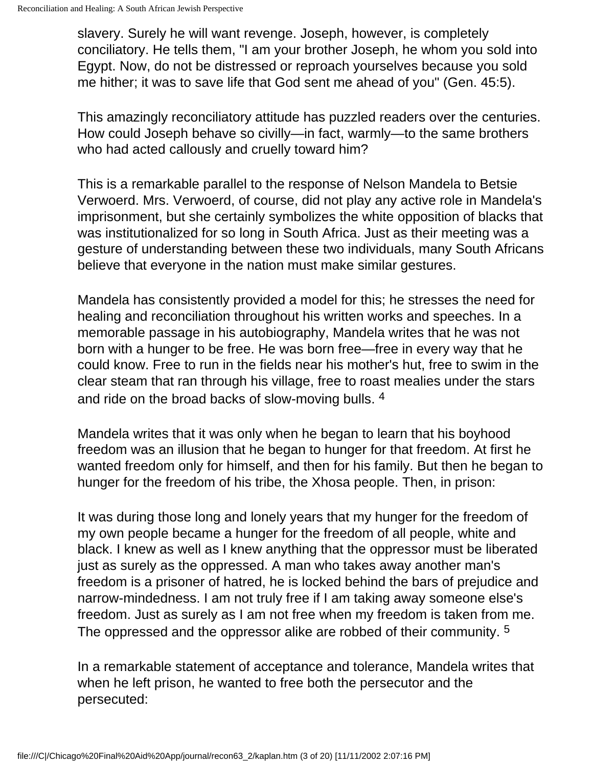slavery. Surely he will want revenge. Joseph, however, is completely conciliatory. He tells them, "I am your brother Joseph, he whom you sold into Egypt. Now, do not be distressed or reproach yourselves because you sold me hither; it was to save life that God sent me ahead of you" (Gen. 45:5).

This amazingly reconciliatory attitude has puzzled readers over the centuries. How could Joseph behave so civilly—in fact, warmly—to the same brothers who had acted callously and cruelly toward him?

This is a remarkable parallel to the response of Nelson Mandela to Betsie Verwoerd. Mrs. Verwoerd, of course, did not play any active role in Mandela's imprisonment, but she certainly symbolizes the white opposition of blacks that was institutionalized for so long in South Africa. Just as their meeting was a gesture of understanding between these two individuals, many South Africans believe that everyone in the nation must make similar gestures.

Mandela has consistently provided a model for this; he stresses the need for healing and reconciliation throughout his written works and speeches. In a memorable passage in his autobiography, Mandela writes that he was not born with a hunger to be free. He was born free—free in every way that he could know. Free to run in the fields near his mother's hut, free to swim in the clear steam that ran through his village, free to roast mealies under the stars and ride on the broad backs of slow-moving bulls. [4]

Mandela writes that it was only when he began to learn that his boyhood freedom was an illusion that he began to hunger for that freedom. At first he wanted freedom only for himself, and then for his family. But then he began to hunger for the freedom of his tribe, the Xhosa people. Then, in prison:

It was during those long and lonely years that my hunger for the freedom of my own people became a hunger for the freedom of all people, white and black. I knew as well as I knew anything that the oppressor must be liberated just as surely as the oppressed. A man who takes away another man's freedom is a prisoner of hatred, he is locked behind the bars of prejudice and narrow-mindedness. I am not truly free if I am taking away someone else's freedom. Just as surely as I am not free when my freedom is taken from me. The oppressed and the oppressor alike are robbed of their community. [5]

In a remarkable statement of acceptance and tolerance, Mandela writes that when he left prison, he wanted to free both the persecutor and the persecuted: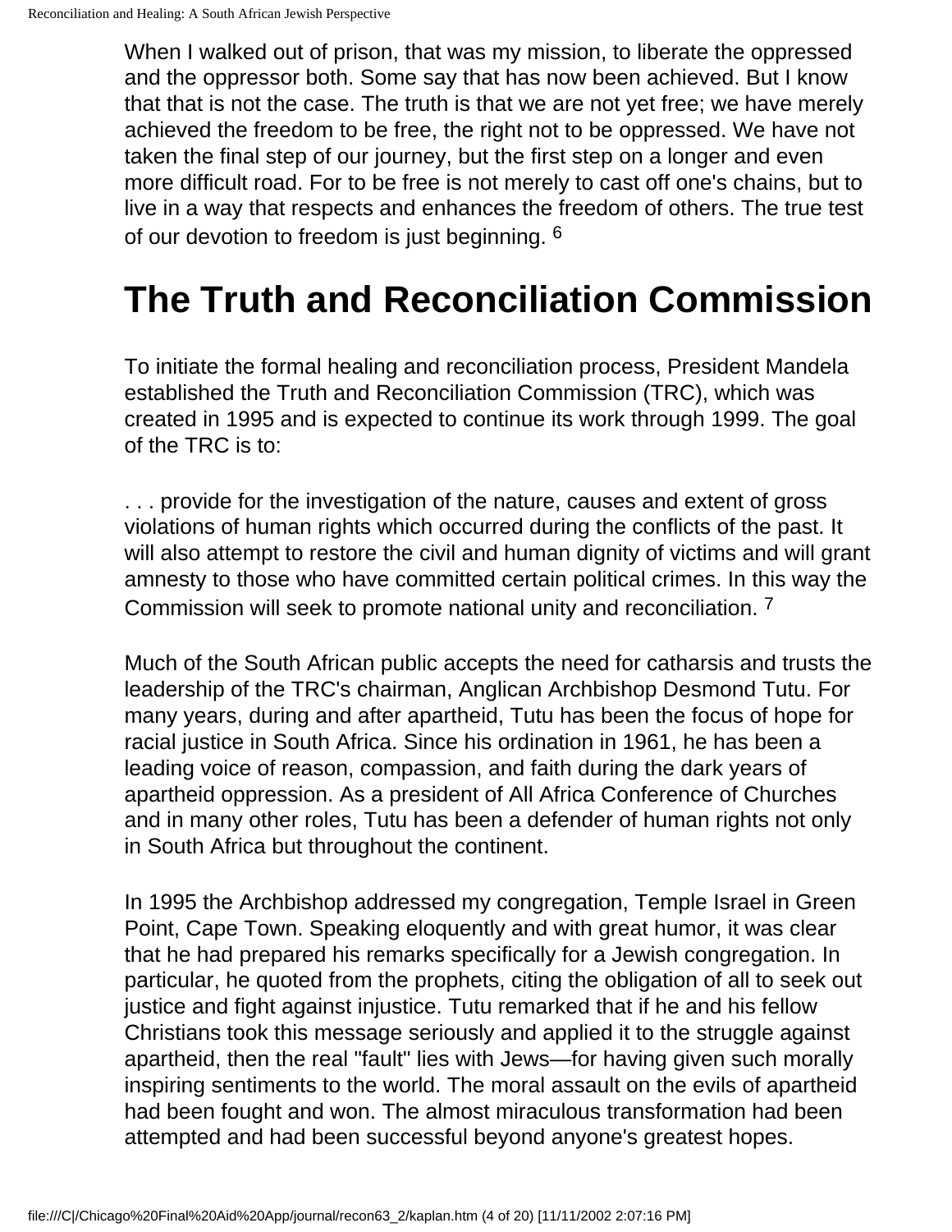When I walked out of prison, that was my mission, to liberate the oppressed and the oppressor both. Some say that has now been achieved. But I know that that is not the case. The truth is that we are not yet free; we have merely achieved the freedom to be free, the right not to be oppressed. We have not taken the final step of our journey, but the first step on a longer and even more difficult road. For to be free is not merely to cast off one's chains, but to live in a way that respects and enhances the freedom of others. The true test of our devotion to freedom is just beginning. [6]

# The Truth and Reconciliation Commission

To initiate the formal healing and reconciliation process, President Mandela established the Truth and Reconciliation Commission (TRC), which was created in 1995 and is expected to continue its work through 1999. The goal of the TRC is to:

. . . provide for the investigation of the nature, causes and extent of gross violations of human rights which occurred during the conflicts of the past. It will also attempt to restore the civil and human dignity of victims and will grant amnesty to those who have committed certain political crimes. In this way the Commission will seek to promote national unity and reconciliation. [7]

Much of the South African public accepts the need for catharsis and trusts the leadership of the TRC's chairman, Anglican Archbishop Desmond Tutu. For many years, during and after apartheid, Tutu has been the focus of hope for racial justice in South Africa. Since his ordination in 1961, he has been a leading voice of reason, compassion, and faith during the dark years of apartheid oppression. As a president of All Africa Conference of Churches and in many other roles, Tutu has been a defender of human rights not only in South Africa but throughout the continent.

In 1995 the Archbishop addressed my congregation, Temple Israel in Green Point, Cape Town. Speaking eloquently and with great humor, it was clear that he had prepared his remarks specifically for a Jewish congregation. In particular, he quoted from the prophets, citing the obligation of all to seek out justice and fight against injustice. Tutu remarked that if he and his fellow Christians took this message seriously and applied it to the struggle against apartheid, then the real "fault" lies with Jews—for having given such morally inspiring sentiments to the world. The moral assault on the evils of apartheid had been fought and won. The almost miraculous transformation had been attempted and had been successful beyond anyone's greatest hopes.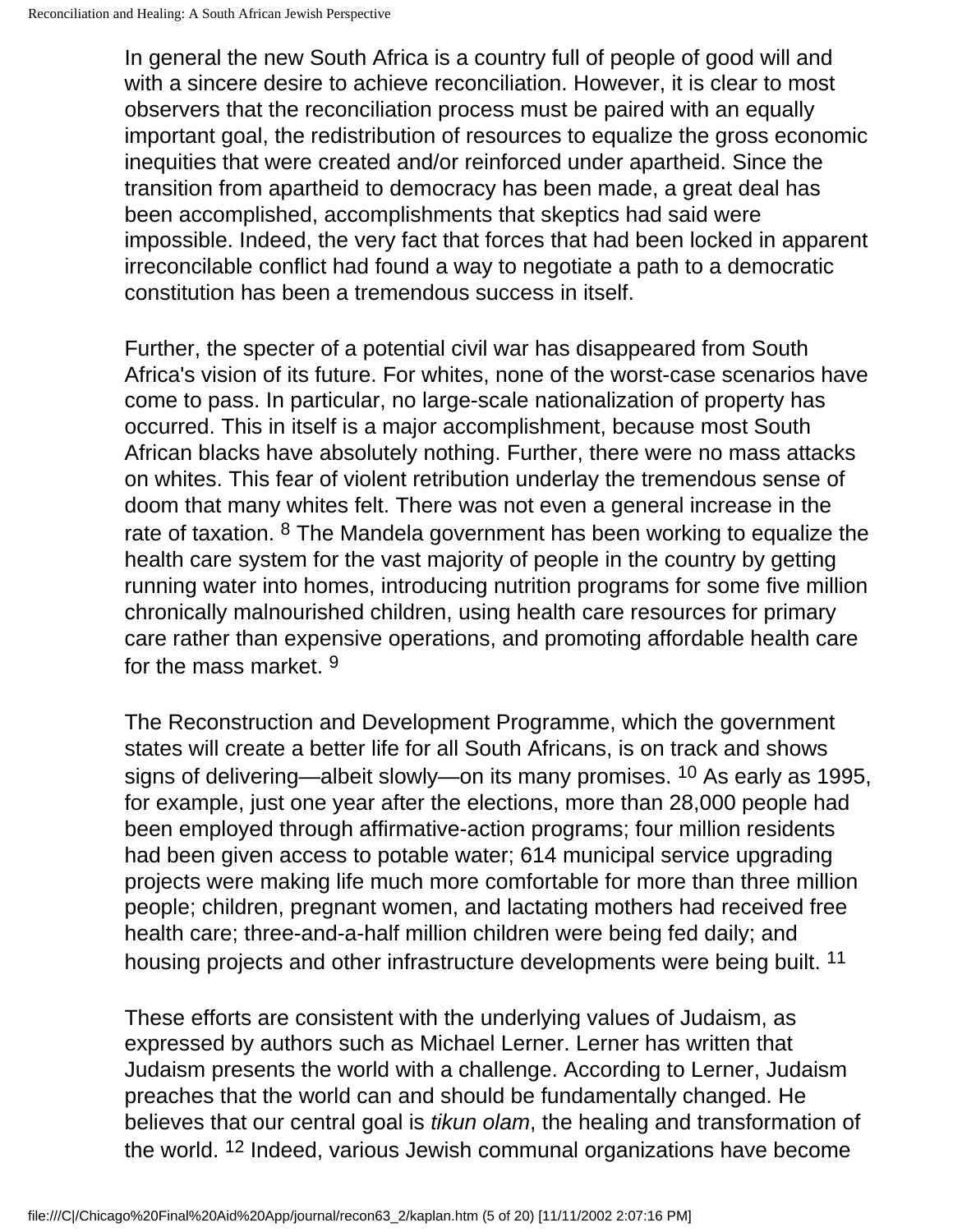In general the new South Africa is a country full of people of good will and with a sincere desire to achieve reconciliation. However, it is clear to most observers that the reconciliation process must be paired with an equally important goal, the redistribution of resources to equalize the gross economic inequities that were created and/or reinforced under apartheid. Since the transition from apartheid to democracy has been made, a great deal has been accomplished, accomplishments that skeptics had said were impossible. Indeed, the very fact that forces that had been locked in apparent irreconcilable conflict had found a way to negotiate a path to a democratic constitution has been a tremendous success in itself.

Further, the specter of a potential civil war has disappeared from South Africa's vision of its future. For whites, none of the worst-case scenarios have come to pass. In particular, no large-scale nationalization of property has occurred. This in itself is a major accomplishment, because most South African blacks have absolutely nothing. Further, there were no mass attacks on whites. This fear of violent retribution underlay the tremendous sense of doom that many whites felt. There was not even a general increase in the rate of taxation. [8] The Mandela government has been working to equalize the health care system for the vast majority of people in the country by getting running water into homes, introducing nutrition programs for some five million chronically malnourished children, using health care resources for primary care rather than expensive operations, and promoting affordable health care for the mass market. [9]

The Reconstruction and Development Programme, which the government states will create a better life for all South Africans, is on track and shows signs of delivering—albeit slowly—on its many promises. [10] As early as 1995, for example, just one year after the elections, more than 28,000 people had been employed through affirmative-action programs; four million residents had been given access to potable water; 614 municipal service upgrading projects were making life much more comfortable for more than three million people; children, pregnant women, and lactating mothers had received free health care; three-and-a-half million children were being fed daily; and housing projects and other infrastructure developments were being built. [11]

These efforts are consistent with the underlying values of Judaism, as expressed by authors such as Michael Lerner. Lerner has written that Judaism presents the world with a challenge. According to Lerner, Judaism preaches that the world can and should be fundamentally changed. He believes that our central goal is *tikun olam*, the healing and transformation of the world. [12] Indeed, various Jewish communal organizations have become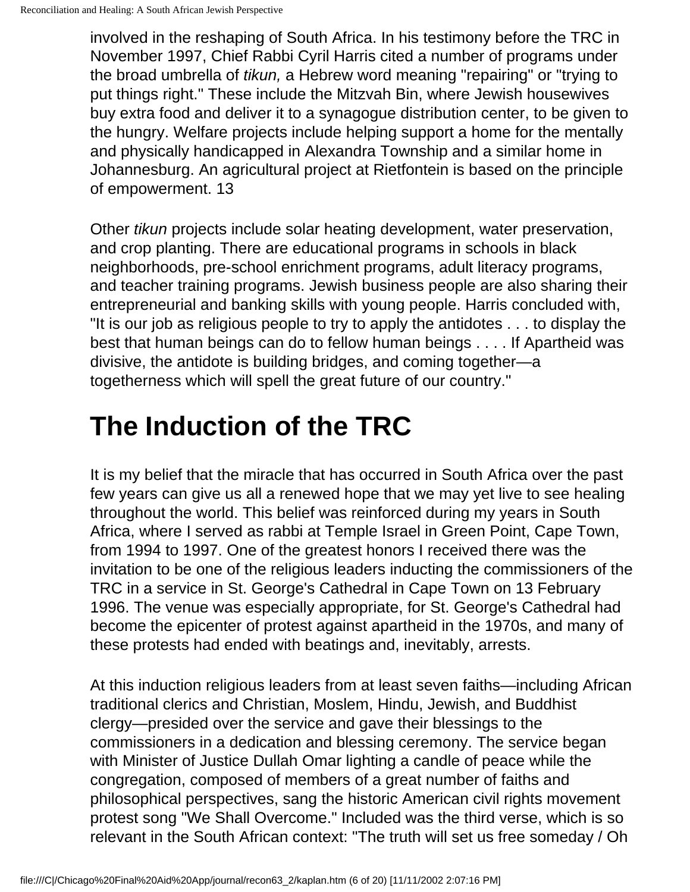involved in the reshaping of South Africa. In his testimony before the TRC in November 1997, Chief Rabbi Cyril Harris cited a number of programs under the broad umbrella of *tikun,* a Hebrew word meaning "repairing" or "trying to put things right." These include the Mitzvah Bin, where Jewish housewives buy extra food and deliver it to a synagogue distribution center, to be given to the hungry. Welfare projects include helping support a home for the mentally and physically handicapped in Alexandra Township and a similar home in Johannesburg. An agricultural project at Rietfontein is based on the principle of empowerment. 13

Other *tikun* projects include solar heating development, water preservation, and crop planting. There are educational programs in schools in black neighborhoods, pre-school enrichment programs, adult literacy programs, and teacher training programs. Jewish business people are also sharing their entrepreneurial and banking skills with young people. Harris concluded with, "It is our job as religious people to try to apply the antidotes . . . to display the best that human beings can do to fellow human beings . . . . If Apartheid was divisive, the antidote is building bridges, and coming together—a togetherness which will spell the great future of our country."

# The Induction of the TRC

It is my belief that the miracle that has occurred in South Africa over the past few years can give us all a renewed hope that we may yet live to see healing throughout the world. This belief was reinforced during my years in South Africa, where I served as rabbi at Temple Israel in Green Point, Cape Town, from 1994 to 1997. One of the greatest honors I received there was the invitation to be one of the religious leaders inducting the commissioners of the TRC in a service in St. George's Cathedral in Cape Town on 13 February 1996. The venue was especially appropriate, for St. George's Cathedral had become the epicenter of protest against apartheid in the 1970s, and many of these protests had ended with beatings and, inevitably, arrests.

At this induction religious leaders from at least seven faiths—including African traditional clerics and Christian, Moslem, Hindu, Jewish, and Buddhist clergy—presided over the service and gave their blessings to the commissioners in a dedication and blessing ceremony. The service began with Minister of Justice Dullah Omar lighting a candle of peace while the congregation, composed of members of a great number of faiths and philosophical perspectives, sang the historic American civil rights movement protest song "We Shall Overcome." Included was the third verse, which is so relevant in the South African context: "The truth will set us free someday / Oh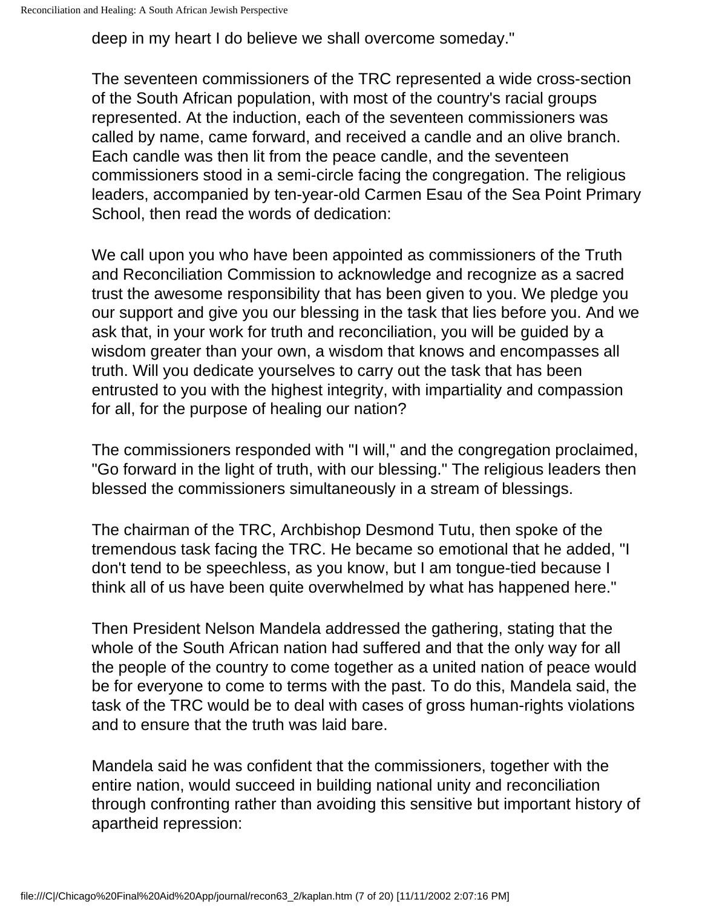deep in my heart I do believe we shall overcome someday."

The seventeen commissioners of the TRC represented a wide cross-section of the South African population, with most of the country's racial groups represented. At the induction, each of the seventeen commissioners was called by name, came forward, and received a candle and an olive branch. Each candle was then lit from the peace candle, and the seventeen commissioners stood in a semi-circle facing the congregation. The religious leaders, accompanied by ten-year-old Carmen Esau of the Sea Point Primary School, then read the words of dedication:

We call upon you who have been appointed as commissioners of the Truth and Reconciliation Commission to acknowledge and recognize as a sacred trust the awesome responsibility that has been given to you. We pledge you our support and give you our blessing in the task that lies before you. And we ask that, in your work for truth and reconciliation, you will be guided by a wisdom greater than your own, a wisdom that knows and encompasses all truth. Will you dedicate yourselves to carry out the task that has been entrusted to you with the highest integrity, with impartiality and compassion for all, for the purpose of healing our nation?

The commissioners responded with "I will," and the congregation proclaimed, "Go forward in the light of truth, with our blessing." The religious leaders then blessed the commissioners simultaneously in a stream of blessings.

The chairman of the TRC, Archbishop Desmond Tutu, then spoke of the tremendous task facing the TRC. He became so emotional that he added, "I don't tend to be speechless, as you know, but I am tongue-tied because I think all of us have been quite overwhelmed by what has happened here."

Then President Nelson Mandela addressed the gathering, stating that the whole of the South African nation had suffered and that the only way for all the people of the country to come together as a united nation of peace would be for everyone to come to terms with the past. To do this, Mandela said, the task of the TRC would be to deal with cases of gross human-rights violations and to ensure that the truth was laid bare.

Mandela said he was confident that the commissioners, together with the entire nation, would succeed in building national unity and reconciliation through confronting rather than avoiding this sensitive but important history of apartheid repression: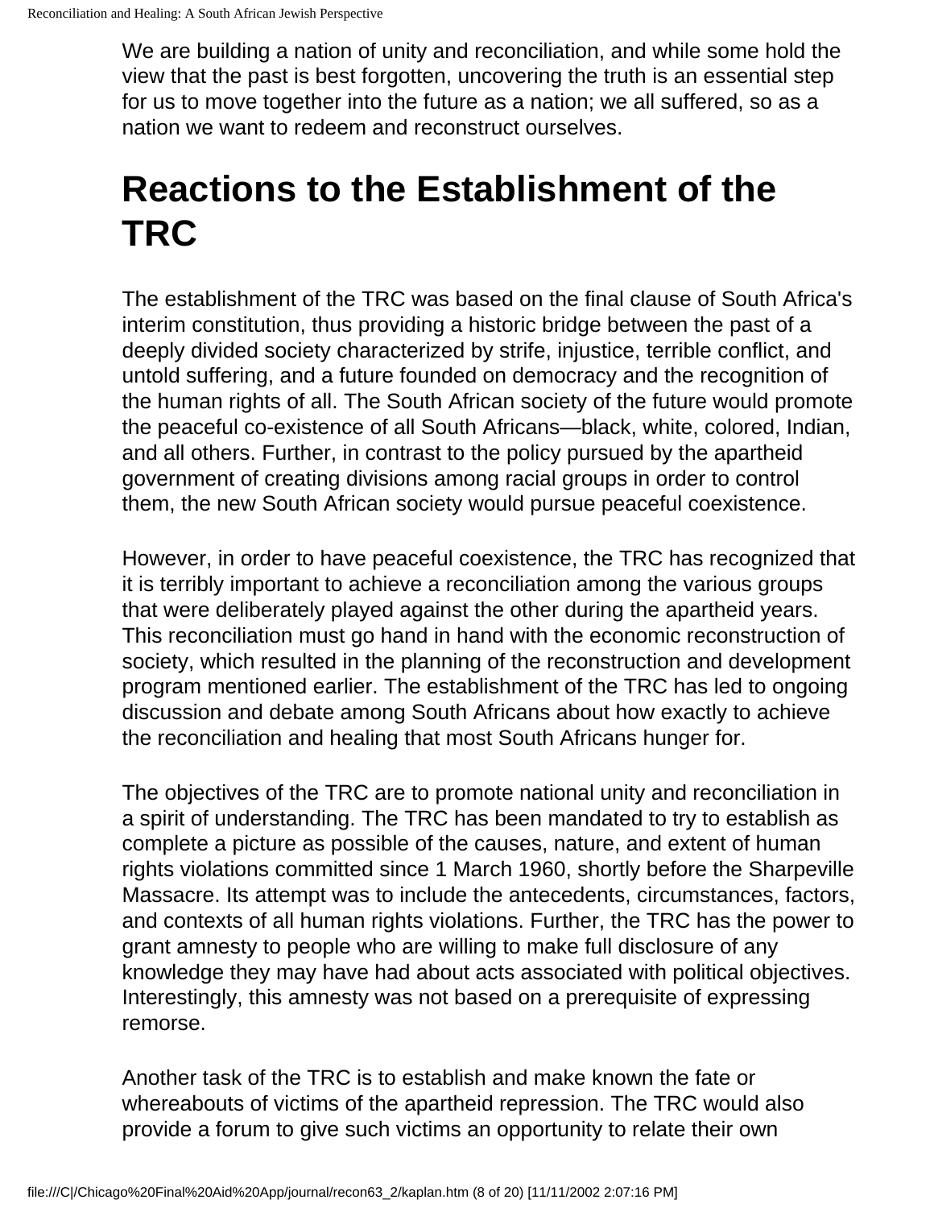We are building a nation of unity and reconciliation, and while some hold the view that the past is best forgotten, uncovering the truth is an essential step for us to move together into the future as a nation; we all suffered, so as a nation we want to redeem and reconstruct ourselves.

# Reactions to the Establishment of the TRC

The establishment of the TRC was based on the final clause of South Africa's interim constitution, thus providing a historic bridge between the past of a deeply divided society characterized by strife, injustice, terrible conflict, and untold suffering, and a future founded on democracy and the recognition of the human rights of all. The South African society of the future would promote the peaceful co-existence of all South Africans—black, white, colored, Indian, and all others. Further, in contrast to the policy pursued by the apartheid government of creating divisions among racial groups in order to control them, the new South African society would pursue peaceful coexistence.

However, in order to have peaceful coexistence, the TRC has recognized that it is terribly important to achieve a reconciliation among the various groups that were deliberately played against the other during the apartheid years. This reconciliation must go hand in hand with the economic reconstruction of society, which resulted in the planning of the reconstruction and development program mentioned earlier. The establishment of the TRC has led to ongoing discussion and debate among South Africans about how exactly to achieve the reconciliation and healing that most South Africans hunger for.

The objectives of the TRC are to promote national unity and reconciliation in a spirit of understanding. The TRC has been mandated to try to establish as complete a picture as possible of the causes, nature, and extent of human rights violations committed since 1 March 1960, shortly before the Sharpeville Massacre. Its attempt was to include the antecedents, circumstances, factors, and contexts of all human rights violations. Further, the TRC has the power to grant amnesty to people who are willing to make full disclosure of any knowledge they may have had about acts associated with political objectives. Interestingly, this amnesty was not based on a prerequisite of expressing remorse.

Another task of the TRC is to establish and make known the fate or whereabouts of victims of the apartheid repression. The TRC would also provide a forum to give such victims an opportunity to relate their own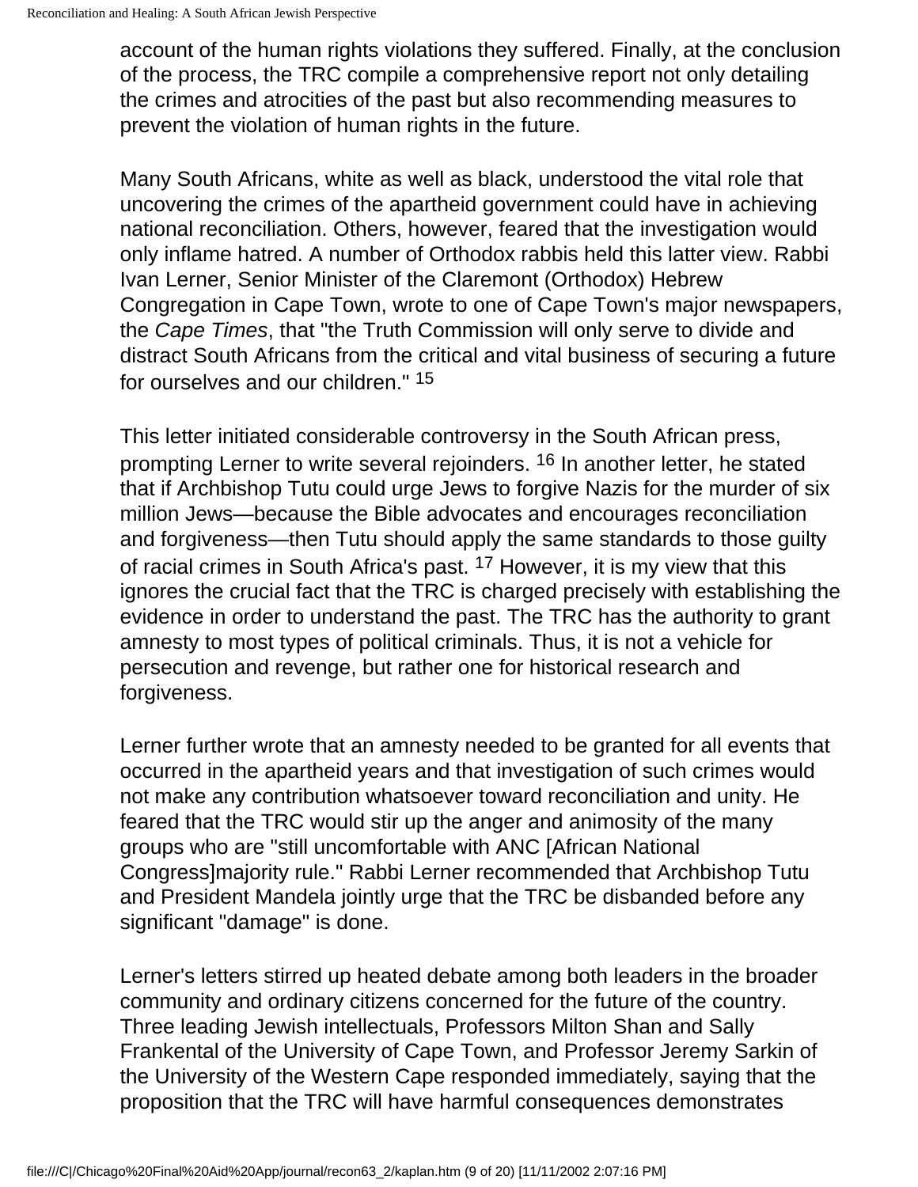account of the human rights violations they suffered. Finally, at the conclusion of the process, the TRC compile a comprehensive report not only detailing the crimes and atrocities of the past but also recommending measures to prevent the violation of human rights in the future.

Many South Africans, white as well as black, understood the vital role that uncovering the crimes of the apartheid government could have in achieving national reconciliation. Others, however, feared that the investigation would only inflame hatred. A number of Orthodox rabbis held this latter view. Rabbi Ivan Lerner, Senior Minister of the Claremont (Orthodox) Hebrew Congregation in Cape Town, wrote to one of Cape Town's major newspapers, the *Cape Times*, that "the Truth Commission will only serve to divide and distract South Africans from the critical and vital business of securing a future for ourselves and our children." [15]

This letter initiated considerable controversy in the South African press, prompting Lerner to write several rejoinders. [16] In another letter, he stated that if Archbishop Tutu could urge Jews to forgive Nazis for the murder of six million Jews—because the Bible advocates and encourages reconciliation and forgiveness—then Tutu should apply the same standards to those guilty of racial crimes in South Africa's past. [17] However, it is my view that this ignores the crucial fact that the TRC is charged precisely with establishing the evidence in order to understand the past. The TRC has the authority to grant amnesty to most types of political criminals. Thus, it is not a vehicle for persecution and revenge, but rather one for historical research and forgiveness.

Lerner further wrote that an amnesty needed to be granted for all events that occurred in the apartheid years and that investigation of such crimes would not make any contribution whatsoever toward reconciliation and unity. He feared that the TRC would stir up the anger and animosity of the many groups who are "still uncomfortable with ANC [African National Congress]majority rule." Rabbi Lerner recommended that Archbishop Tutu and President Mandela jointly urge that the TRC be disbanded before any significant "damage" is done.

Lerner's letters stirred up heated debate among both leaders in the broader community and ordinary citizens concerned for the future of the country. Three leading Jewish intellectuals, Professors Milton Shan and Sally Frankental of the University of Cape Town, and Professor Jeremy Sarkin of the University of the Western Cape responded immediately, saying that the proposition that the TRC will have harmful consequences demonstrates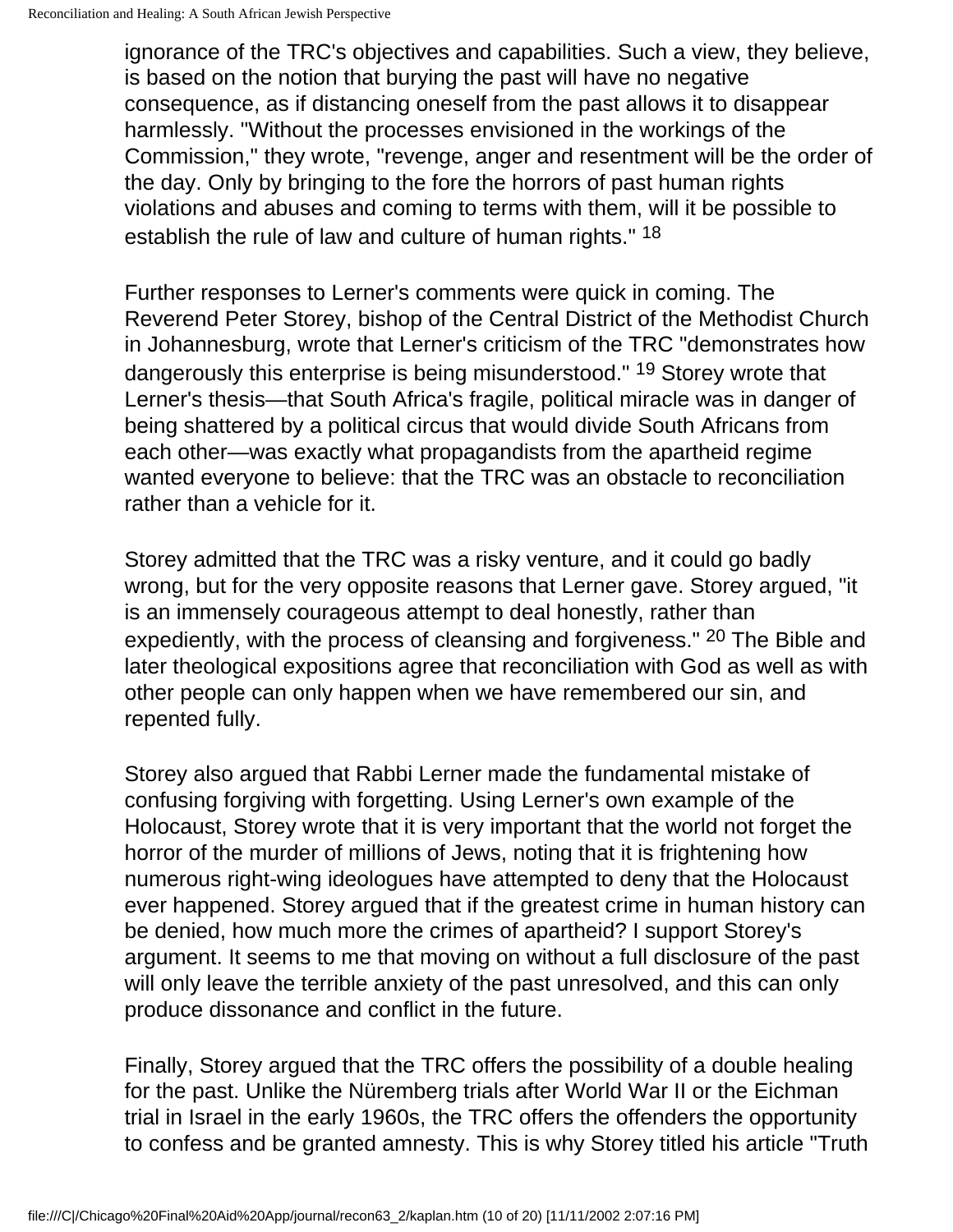ignorance of the TRC's objectives and capabilities. Such a view, they believe, is based on the notion that burying the past will have no negative consequence, as if distancing oneself from the past allows it to disappear harmlessly. "Without the processes envisioned in the workings of the Commission," they wrote, "revenge, anger and resentment will be the order of the day. Only by bringing to the fore the horrors of past human rights violations and abuses and coming to terms with them, will it be possible to establish the rule of law and culture of human rights." [18]

Further responses to Lerner's comments were quick in coming. The Reverend Peter Storey, bishop of the Central District of the Methodist Church in Johannesburg, wrote that Lerner's criticism of the TRC "demonstrates how dangerously this enterprise is being misunderstood." [19] Storey wrote that Lerner's thesis—that South Africa's fragile, political miracle was in danger of being shattered by a political circus that would divide South Africans from each other—was exactly what propagandists from the apartheid regime wanted everyone to believe: that the TRC was an obstacle to reconciliation rather than a vehicle for it.

Storey admitted that the TRC was a risky venture, and it could go badly wrong, but for the very opposite reasons that Lerner gave. Storey argued, "it is an immensely courageous attempt to deal honestly, rather than expediently, with the process of cleansing and forgiveness." [20] The Bible and later theological expositions agree that reconciliation with God as well as with other people can only happen when we have remembered our sin, and repented fully.

Storey also argued that Rabbi Lerner made the fundamental mistake of confusing forgiving with forgetting. Using Lerner's own example of the Holocaust, Storey wrote that it is very important that the world not forget the horror of the murder of millions of Jews, noting that it is frightening how numerous right-wing ideologues have attempted to deny that the Holocaust ever happened. Storey argued that if the greatest crime in human history can be denied, how much more the crimes of apartheid? I support Storey's argument. It seems to me that moving on without a full disclosure of the past will only leave the terrible anxiety of the past unresolved, and this can only produce dissonance and conflict in the future.

Finally, Storey argued that the TRC offers the possibility of a double healing for the past. Unlike the Nüremberg trials after World War II or the Eichman trial in Israel in the early 1960s, the TRC offers the offenders the opportunity to confess and be granted amnesty. This is why Storey titled his article "Truth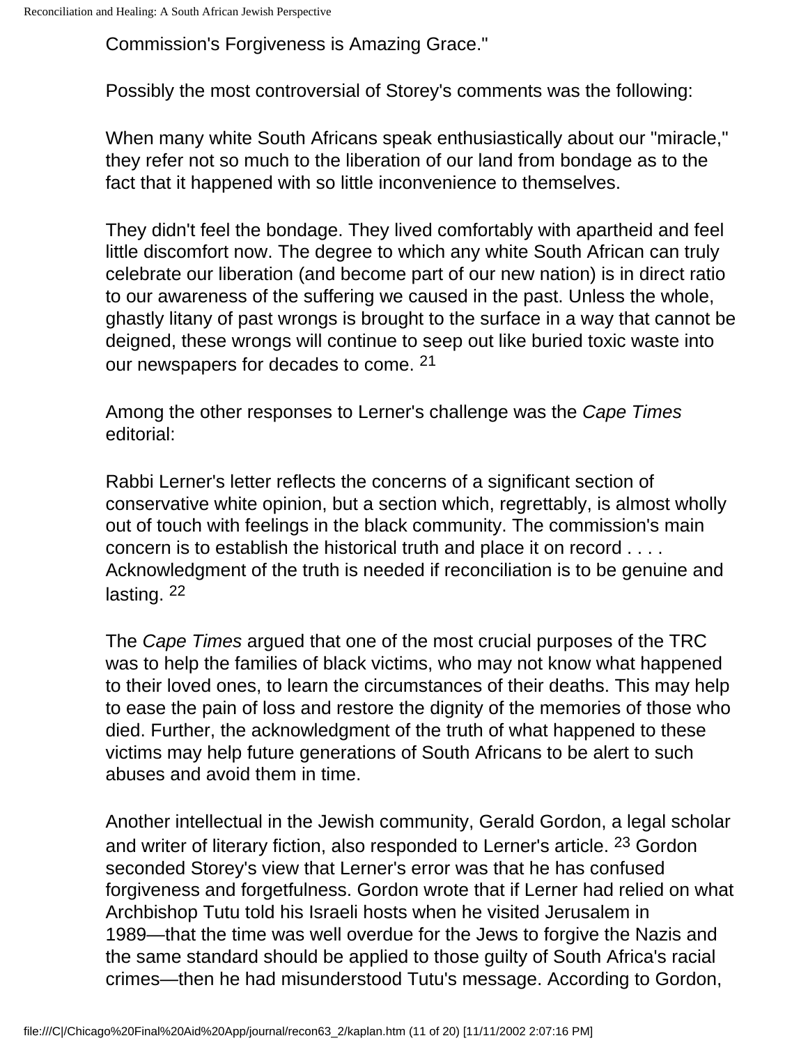Commission's Forgiveness is Amazing Grace."

Possibly the most controversial of Storey's comments was the following:

When many white South Africans speak enthusiastically about our "miracle," they refer not so much to the liberation of our land from bondage as to the fact that it happened with so little inconvenience to themselves.

They didn't feel the bondage. They lived comfortably with apartheid and feel little discomfort now. The degree to which any white South African can truly celebrate our liberation (and become part of our new nation) is in direct ratio to our awareness of the suffering we caused in the past. Unless the whole, ghastly litany of past wrongs is brought to the surface in a way that cannot be deigned, these wrongs will continue to seep out like buried toxic waste into our newspapers for decades to come. [21]

Among the other responses to Lerner's challenge was the *Cape Times* editorial:

Rabbi Lerner's letter reflects the concerns of a significant section of conservative white opinion, but a section which, regrettably, is almost wholly out of touch with feelings in the black community. The commission's main concern is to establish the historical truth and place it on record . . . . Acknowledgment of the truth is needed if reconciliation is to be genuine and lasting. [22]

The *Cape Times* argued that one of the most crucial purposes of the TRC was to help the families of black victims, who may not know what happened to their loved ones, to learn the circumstances of their deaths. This may help to ease the pain of loss and restore the dignity of the memories of those who died. Further, the acknowledgment of the truth of what happened to these victims may help future generations of South Africans to be alert to such abuses and avoid them in time.

Another intellectual in the Jewish community, Gerald Gordon, a legal scholar and writer of literary fiction, also responded to Lerner's article. [23] Gordon seconded Storey's view that Lerner's error was that he has confused forgiveness and forgetfulness. Gordon wrote that if Lerner had relied on what Archbishop Tutu told his Israeli hosts when he visited Jerusalem in 1989—that the time was well overdue for the Jews to forgive the Nazis and the same standard should be applied to those guilty of South Africa's racial crimes—then he had misunderstood Tutu's message. According to Gordon,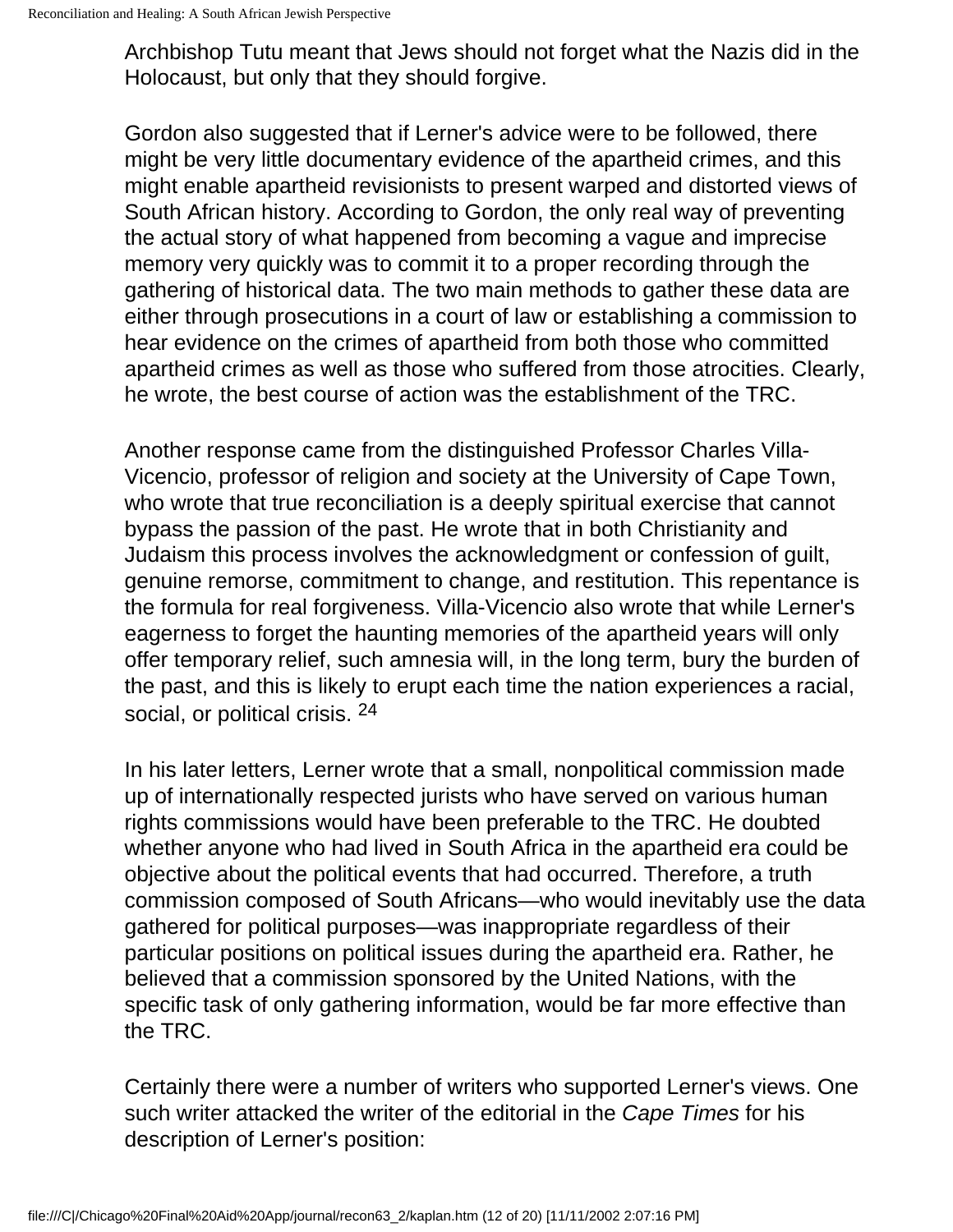Archbishop Tutu meant that Jews should not forget what the Nazis did in the Holocaust, but only that they should forgive.

Gordon also suggested that if Lerner's advice were to be followed, there might be very little documentary evidence of the apartheid crimes, and this might enable apartheid revisionists to present warped and distorted views of South African history. According to Gordon, the only real way of preventing the actual story of what happened from becoming a vague and imprecise memory very quickly was to commit it to a proper recording through the gathering of historical data. The two main methods to gather these data are either through prosecutions in a court of law or establishing a commission to hear evidence on the crimes of apartheid from both those who committed apartheid crimes as well as those who suffered from those atrocities. Clearly, he wrote, the best course of action was the establishment of the TRC.

Another response came from the distinguished Professor Charles Villa-Vicencio, professor of religion and society at the University of Cape Town, who wrote that true reconciliation is a deeply spiritual exercise that cannot bypass the passion of the past. He wrote that in both Christianity and Judaism this process involves the acknowledgment or confession of guilt, genuine remorse, commitment to change, and restitution. This repentance is the formula for real forgiveness. Villa-Vicencio also wrote that while Lerner's eagerness to forget the haunting memories of the apartheid years will only offer temporary relief, such amnesia will, in the long term, bury the burden of the past, and this is likely to erupt each time the nation experiences a racial, social, or political crisis. [24]

In his later letters, Lerner wrote that a small, nonpolitical commission made up of internationally respected jurists who have served on various human rights commissions would have been preferable to the TRC. He doubted whether anyone who had lived in South Africa in the apartheid era could be objective about the political events that had occurred. Therefore, a truth commission composed of South Africans—who would inevitably use the data gathered for political purposes—was inappropriate regardless of their particular positions on political issues during the apartheid era. Rather, he believed that a commission sponsored by the United Nations, with the specific task of only gathering information, would be far more effective than the TRC.

Certainly there were a number of writers who supported Lerner's views. One such writer attacked the writer of the editorial in the *Cape Times* for his description of Lerner's position: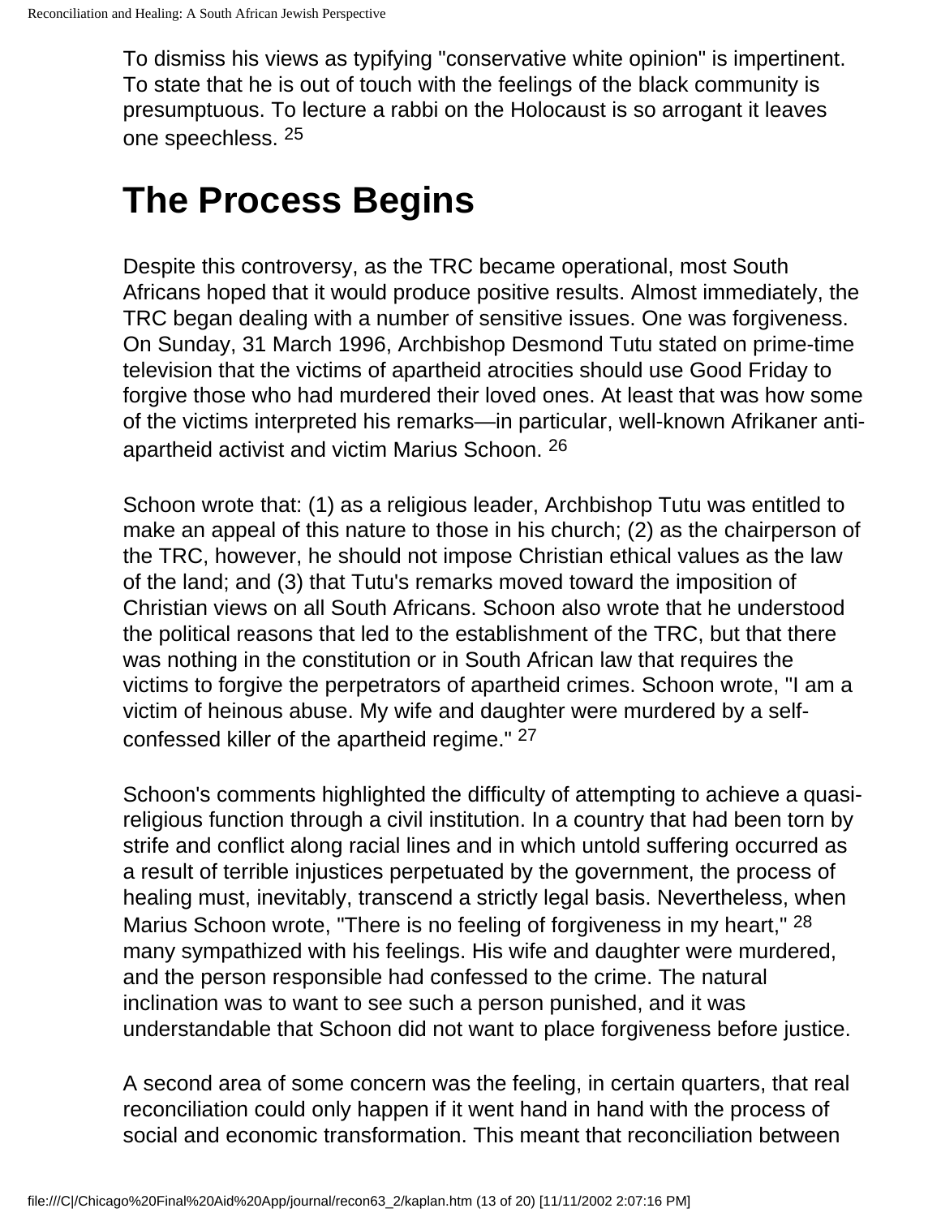To dismiss his views as typifying "conservative white opinion" is impertinent. To state that he is out of touch with the feelings of the black community is presumptuous. To lecture a rabbi on the Holocaust is so arrogant it leaves one speechless. [25]

# The Process Begins

Despite this controversy, as the TRC became operational, most South Africans hoped that it would produce positive results. Almost immediately, the TRC began dealing with a number of sensitive issues. One was forgiveness. On Sunday, 31 March 1996, Archbishop Desmond Tutu stated on prime-time television that the victims of apartheid atrocities should use Good Friday to forgive those who had murdered their loved ones. At least that was how some of the victims interpreted his remarks—in particular, well-known Afrikaner anti-apartheid activist and victim Marius Schoon. [26]

Schoon wrote that: (1) as a religious leader, Archbishop Tutu was entitled to make an appeal of this nature to those in his church; (2) as the chairperson of the TRC, however, he should not impose Christian ethical values as the law of the land; and (3) that Tutu's remarks moved toward the imposition of Christian views on all South Africans. Schoon also wrote that he understood the political reasons that led to the establishment of the TRC, but that there was nothing in the constitution or in South African law that requires the victims to forgive the perpetrators of apartheid crimes. Schoon wrote, "I am a victim of heinous abuse. My wife and daughter were murdered by a self-confessed killer of the apartheid regime." [27]

Schoon's comments highlighted the difficulty of attempting to achieve a quasi-religious function through a civil institution. In a country that had been torn by strife and conflict along racial lines and in which untold suffering occurred as a result of terrible injustices perpetuated by the government, the process of healing must, inevitably, transcend a strictly legal basis. Nevertheless, when Marius Schoon wrote, "There is no feeling of forgiveness in my heart," [28] many sympathized with his feelings. His wife and daughter were murdered, and the person responsible had confessed to the crime. The natural inclination was to want to see such a person punished, and it was understandable that Schoon did not want to place forgiveness before justice.

A second area of some concern was the feeling, in certain quarters, that real reconciliation could only happen if it went hand in hand with the process of social and economic transformation. This meant that reconciliation between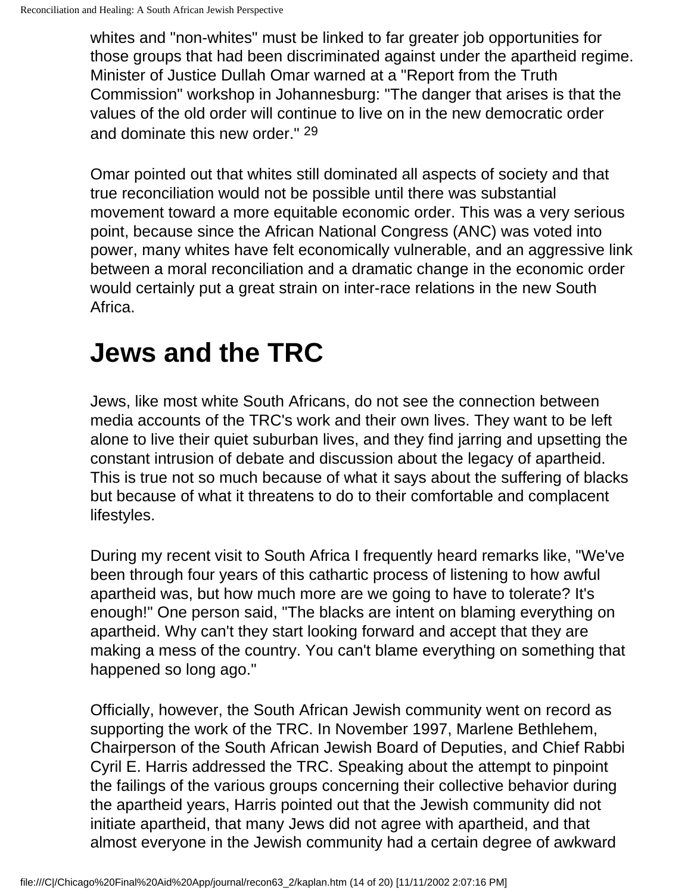whites and "non-whites" must be linked to far greater job opportunities for those groups that had been discriminated against under the apartheid regime. Minister of Justice Dullah Omar warned at a "Report from the Truth Commission" workshop in Johannesburg: "The danger that arises is that the values of the old order will continue to live on in the new democratic order and dominate this new order." [29]

Omar pointed out that whites still dominated all aspects of society and that true reconciliation would not be possible until there was substantial movement toward a more equitable economic order. This was a very serious point, because since the African National Congress (ANC) was voted into power, many whites have felt economically vulnerable, and an aggressive link between a moral reconciliation and a dramatic change in the economic order would certainly put a great strain on inter-race relations in the new South Africa.

# Jews and the TRC

Jews, like most white South Africans, do not see the connection between media accounts of the TRC's work and their own lives. They want to be left alone to live their quiet suburban lives, and they find jarring and upsetting the constant intrusion of debate and discussion about the legacy of apartheid. This is true not so much because of what it says about the suffering of blacks but because of what it threatens to do to their comfortable and complacent lifestyles.

During my recent visit to South Africa I frequently heard remarks like, "We've been through four years of this cathartic process of listening to how awful apartheid was, but how much more are we going to have to tolerate? It's enough!" One person said, "The blacks are intent on blaming everything on apartheid. Why can't they start looking forward and accept that they are making a mess of the country. You can't blame everything on something that happened so long ago."

Officially, however, the South African Jewish community went on record as supporting the work of the TRC. In November 1997, Marlene Bethlehem, Chairperson of the South African Jewish Board of Deputies, and Chief Rabbi Cyril E. Harris addressed the TRC. Speaking about the attempt to pinpoint the failings of the various groups concerning their collective behavior during the apartheid years, Harris pointed out that the Jewish community did not initiate apartheid, that many Jews did not agree with apartheid, and that almost everyone in the Jewish community had a certain degree of awkward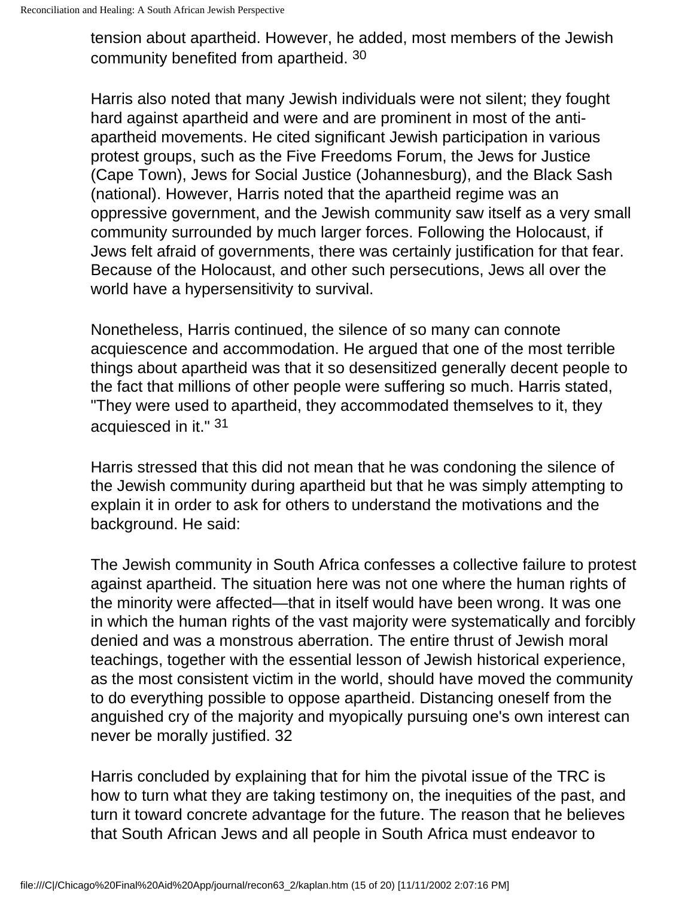tension about apartheid. However, he added, most members of the Jewish community benefited from apartheid. [30]

Harris also noted that many Jewish individuals were not silent; they fought hard against apartheid and were and are prominent in most of the anti-apartheid movements. He cited significant Jewish participation in various protest groups, such as the Five Freedoms Forum, the Jews for Justice (Cape Town), Jews for Social Justice (Johannesburg), and the Black Sash (national). However, Harris noted that the apartheid regime was an oppressive government, and the Jewish community saw itself as a very small community surrounded by much larger forces. Following the Holocaust, if Jews felt afraid of governments, there was certainly justification for that fear. Because of the Holocaust, and other such persecutions, Jews all over the world have a hypersensitivity to survival.

Nonetheless, Harris continued, the silence of so many can connote acquiescence and accommodation. He argued that one of the most terrible things about apartheid was that it so desensitized generally decent people to the fact that millions of other people were suffering so much. Harris stated, "They were used to apartheid, they accommodated themselves to it, they acquiesced in it." [31]

Harris stressed that this did not mean that he was condoning the silence of the Jewish community during apartheid but that he was simply attempting to explain it in order to ask for others to understand the motivations and the background. He said:

The Jewish community in South Africa confesses a collective failure to protest against apartheid. The situation here was not one where the human rights of the minority were affected—that in itself would have been wrong. It was one in which the human rights of the vast majority were systematically and forcibly denied and was a monstrous aberration. The entire thrust of Jewish moral teachings, together with the essential lesson of Jewish historical experience, as the most consistent victim in the world, should have moved the community to do everything possible to oppose apartheid. Distancing oneself from the anguished cry of the majority and myopically pursuing one's own interest can never be morally justified. 32

Harris concluded by explaining that for him the pivotal issue of the TRC is how to turn what they are taking testimony on, the inequities of the past, and turn it toward concrete advantage for the future. The reason that he believes that South African Jews and all people in South Africa must endeavor to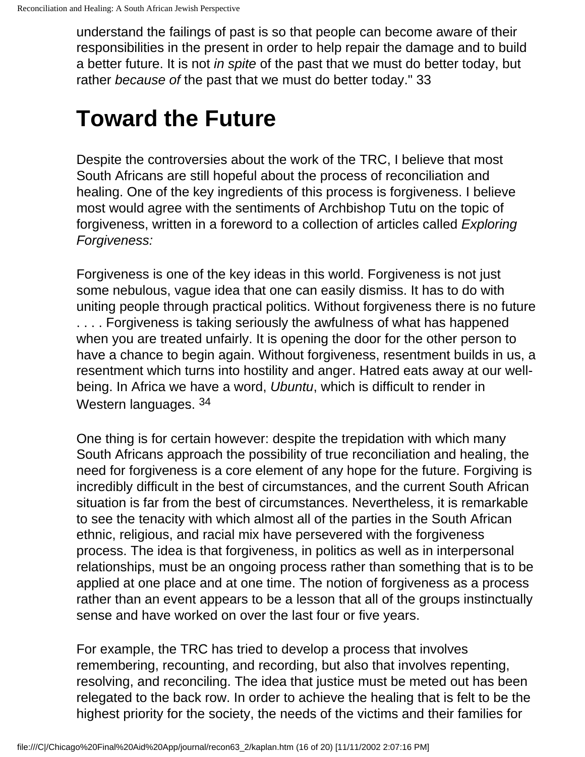understand the failings of past is so that people can become aware of their responsibilities in the present in order to help repair the damage and to build a better future. It is not *in spite* of the past that we must do better today, but rather *because of* the past that we must do better today." 33

# Toward the Future

Despite the controversies about the work of the TRC, I believe that most South Africans are still hopeful about the process of reconciliation and healing. One of the key ingredients of this process is forgiveness. I believe most would agree with the sentiments of Archbishop Tutu on the topic of forgiveness, written in a foreword to a collection of articles called *Exploring Forgiveness:*

Forgiveness is one of the key ideas in this world. Forgiveness is not just some nebulous, vague idea that one can easily dismiss. It has to do with uniting people through practical politics. Without forgiveness there is no future . . . . Forgiveness is taking seriously the awfulness of what has happened when you are treated unfairly. It is opening the door for the other person to have a chance to begin again. Without forgiveness, resentment builds in us, a resentment which turns into hostility and anger. Hatred eats away at our well-being. In Africa we have a word, *Ubuntu*, which is difficult to render in Western languages. [34]

One thing is for certain however: despite the trepidation with which many South Africans approach the possibility of true reconciliation and healing, the need for forgiveness is a core element of any hope for the future. Forgiving is incredibly difficult in the best of circumstances, and the current South African situation is far from the best of circumstances. Nevertheless, it is remarkable to see the tenacity with which almost all of the parties in the South African ethnic, religious, and racial mix have persevered with the forgiveness process. The idea is that forgiveness, in politics as well as in interpersonal relationships, must be an ongoing process rather than something that is to be applied at one place and at one time. The notion of forgiveness as a process rather than an event appears to be a lesson that all of the groups instinctually sense and have worked on over the last four or five years.

For example, the TRC has tried to develop a process that involves remembering, recounting, and recording, but also that involves repenting, resolving, and reconciling. The idea that justice must be meted out has been relegated to the back row. In order to achieve the healing that is felt to be the highest priority for the society, the needs of the victims and their families for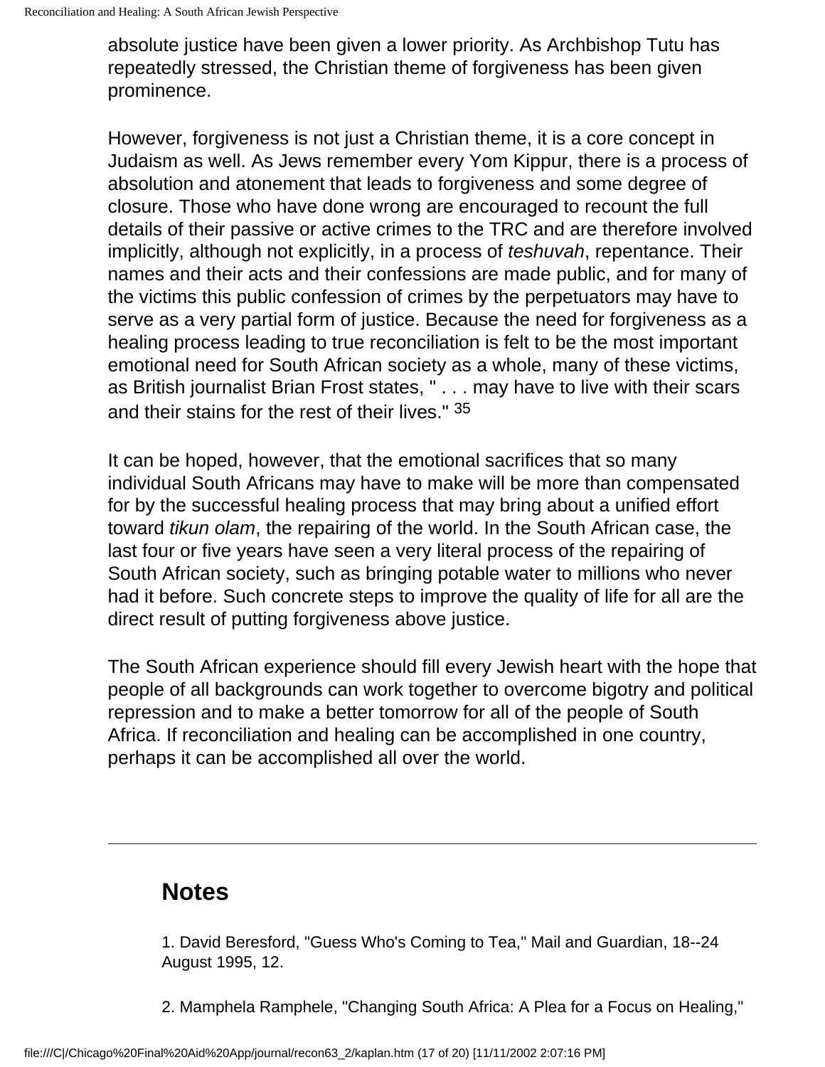absolute justice have been given a lower priority. As Archbishop Tutu has repeatedly stressed, the Christian theme of forgiveness has been given prominence.

However, forgiveness is not just a Christian theme, it is a core concept in Judaism as well. As Jews remember every Yom Kippur, there is a process of absolution and atonement that leads to forgiveness and some degree of closure. Those who have done wrong are encouraged to recount the full details of their passive or active crimes to the TRC and are therefore involved implicitly, although not explicitly, in a process of *teshuvah*, repentance. Their names and their acts and their confessions are made public, and for many of the victims this public confession of crimes by the perpetuators may have to serve as a very partial form of justice. Because the need for forgiveness as a healing process leading to true reconciliation is felt to be the most important emotional need for South African society as a whole, many of these victims, as British journalist Brian Frost states, " . . . may have to live with their scars and their stains for the rest of their lives." [35]

It can be hoped, however, that the emotional sacrifices that so many individual South Africans may have to make will be more than compensated for by the successful healing process that may bring about a unified effort toward *tikun olam*, the repairing of the world. In the South African case, the last four or five years have seen a very literal process of the repairing of South African society, such as bringing potable water to millions who never had it before. Such concrete steps to improve the quality of life for all are the direct result of putting forgiveness above justice.

The South African experience should fill every Jewish heart with the hope that people of all backgrounds can work together to overcome bigotry and political repression and to make a better tomorrow for all of the people of South Africa. If reconciliation and healing can be accomplished in one country, perhaps it can be accomplished all over the world.

---

## Notes

1. David Beresford, "Guess Who's Coming to Tea," Mail and Guardian, 18--24 August 1995, 12.

2. Mamphela Ramphele, "Changing South Africa: A Plea for a Focus on Healing,"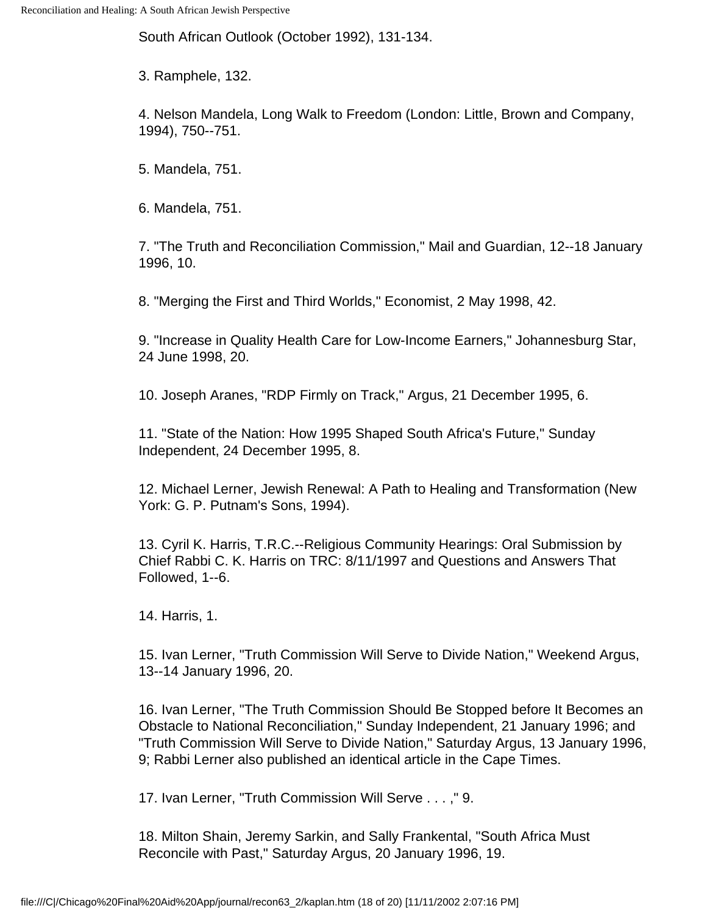South African Outlook (October 1992), 131-134.

3. Ramphele, 132.

4. Nelson Mandela, Long Walk to Freedom (London: Little, Brown and Company, 1994), 750--751.

5. Mandela, 751.

6. Mandela, 751.

7. "The Truth and Reconciliation Commission," Mail and Guardian, 12--18 January 1996, 10.

8. "Merging the First and Third Worlds," Economist, 2 May 1998, 42.

9. "Increase in Quality Health Care for Low-Income Earners," Johannesburg Star, 24 June 1998, 20.

10. Joseph Aranes, "RDP Firmly on Track," Argus, 21 December 1995, 6.

11. "State of the Nation: How 1995 Shaped South Africa's Future," Sunday Independent, 24 December 1995, 8.

12. Michael Lerner, Jewish Renewal: A Path to Healing and Transformation (New York: G. P. Putnam's Sons, 1994).

13. Cyril K. Harris, T.R.C.--Religious Community Hearings: Oral Submission by Chief Rabbi C. K. Harris on TRC: 8/11/1997 and Questions and Answers That Followed, 1--6.

14. Harris, 1.

15. Ivan Lerner, "Truth Commission Will Serve to Divide Nation," Weekend Argus, 13--14 January 1996, 20.

16. Ivan Lerner, "The Truth Commission Should Be Stopped before It Becomes an Obstacle to National Reconciliation," Sunday Independent, 21 January 1996; and "Truth Commission Will Serve to Divide Nation," Saturday Argus, 13 January 1996, 9; Rabbi Lerner also published an identical article in the Cape Times.

17. Ivan Lerner, "Truth Commission Will Serve . . . ," 9.

18. Milton Shain, Jeremy Sarkin, and Sally Frankental, "South Africa Must Reconcile with Past," Saturday Argus, 20 January 1996, 19.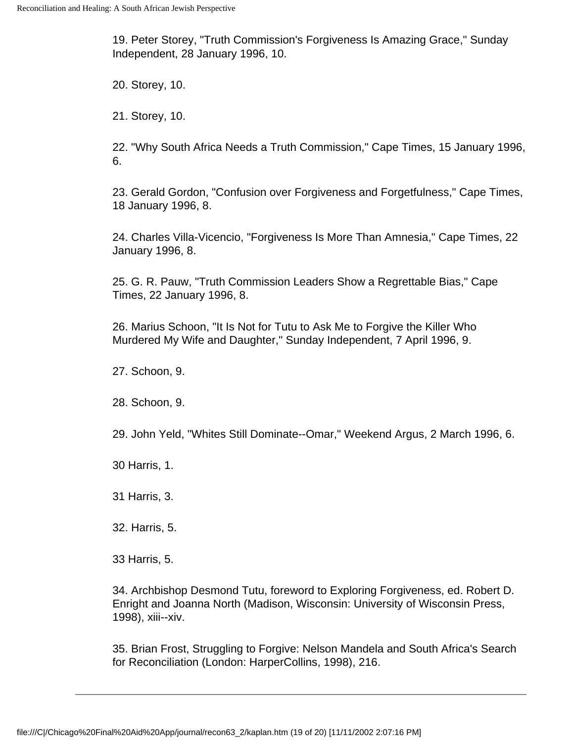19. Peter Storey, "Truth Commission's Forgiveness Is Amazing Grace," Sunday Independent, 28 January 1996, 10.

20. Storey, 10.

21. Storey, 10.

22. "Why South Africa Needs a Truth Commission," Cape Times, 15 January 1996, 6.

23. Gerald Gordon, "Confusion over Forgiveness and Forgetfulness," Cape Times, 18 January 1996, 8.

24. Charles Villa-Vicencio, "Forgiveness Is More Than Amnesia," Cape Times, 22 January 1996, 8.

25. G. R. Pauw, "Truth Commission Leaders Show a Regrettable Bias," Cape Times, 22 January 1996, 8.

26. Marius Schoon, "It Is Not for Tutu to Ask Me to Forgive the Killer Who Murdered My Wife and Daughter," Sunday Independent, 7 April 1996, 9.

27. Schoon, 9.

28. Schoon, 9.

29. John Yeld, "Whites Still Dominate--Omar," Weekend Argus, 2 March 1996, 6.

30 Harris, 1.

31 Harris, 3.

32. Harris, 5.

33 Harris, 5.

34. Archbishop Desmond Tutu, foreword to Exploring Forgiveness, ed. Robert D. Enright and Joanna North (Madison, Wisconsin: University of Wisconsin Press, 1998), xiii--xiv.

35. Brian Frost, Struggling to Forgive: Nelson Mandela and South Africa's Search for Reconciliation (London: HarperCollins, 1998), 216.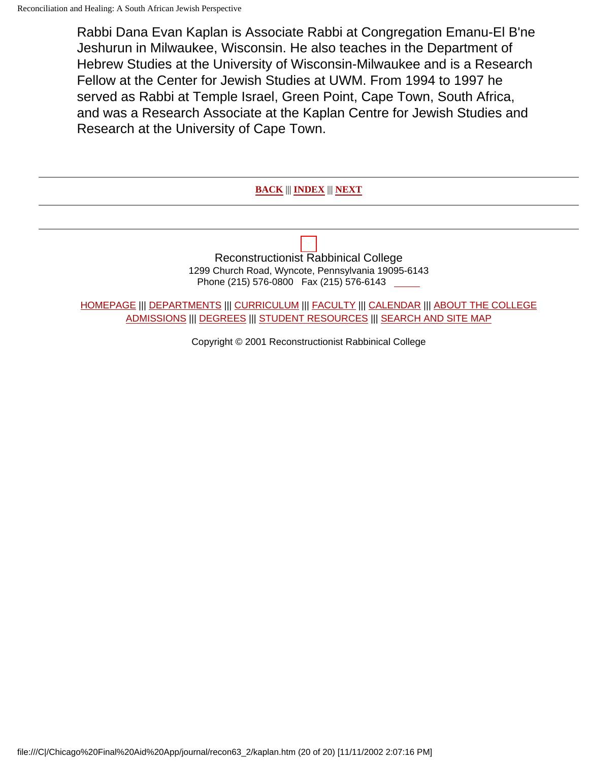Rabbi Dana Evan Kaplan is Associate Rabbi at Congregation Emanu-El B'ne Jeshurun in Milwaukee, Wisconsin. He also teaches in the Department of Hebrew Studies at the University of Wisconsin-Milwaukee and is a Research Fellow at the Center for Jewish Studies at UWM. From 1994 to 1997 he served as Rabbi at Temple Israel, Green Point, Cape Town, South Africa, and was a Research Associate at the Kaplan Centre for Jewish Studies and Research at the University of Cape Town.

---

**BACK** ||| **INDEX** ||| **NEXT**

---

---

Reconstructionist Rabbinical College
1299 Church Road, Wyncote, Pennsylvania 19095-6143
Phone (215) 576-0800   Fax (215) 576-6143

HOMEPAGE ||| DEPARTMENTS ||| CURRICULUM ||| FACULTY ||| CALENDAR ||| ABOUT THE COLLEGE
ADMISSIONS ||| DEGREES ||| STUDENT RESOURCES ||| SEARCH AND SITE MAP

Copyright © 2001 Reconstructionist Rabbinical College